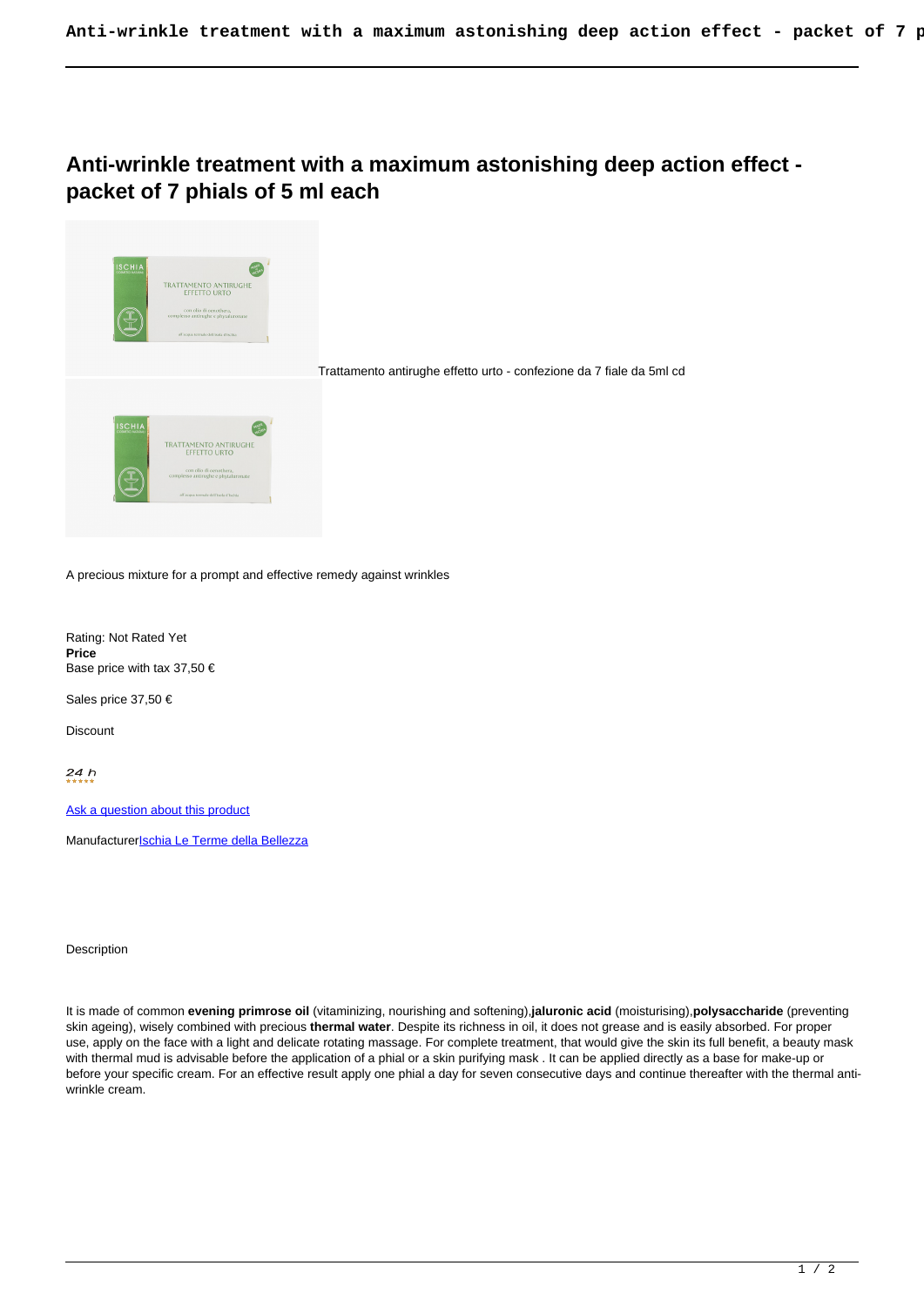# Anti-wrinkle treatment with a maximum astonishing deep action effect - packet of 7 phials of 5 ml each

Trattamento antirughe effetto urto - confezione da 7 fiale da 5ml cd

A precious mixture for a prompt and effective remedy against wrinkles

Rating: Not Rated Yet
**Price**
Base price with tax 37,50 €

Sales price 37,50 €

Discount

24 h

Ask a question about this product

ManufacturerIschia Le Terme della Bellezza

Description

It is made of common **evening primrose oil** (vitaminizing, nourishing and softening),**jaluronic acid** (moisturising),**polysaccharide** (preventing skin ageing), wisely combined with precious **thermal water**. Despite its richness in oil, it does not grease and is easily absorbed. For proper use, apply on the face with a light and delicate rotating massage. For complete treatment, that would give the skin its full benefit, a beauty mask with thermal mud is advisable before the application of a phial or a skin purifying mask . It can be applied directly as a base for make-up or before your specific cream. For an effective result apply one phial a day for seven consecutive days and continue thereafter with the thermal anti-wrinkle cream.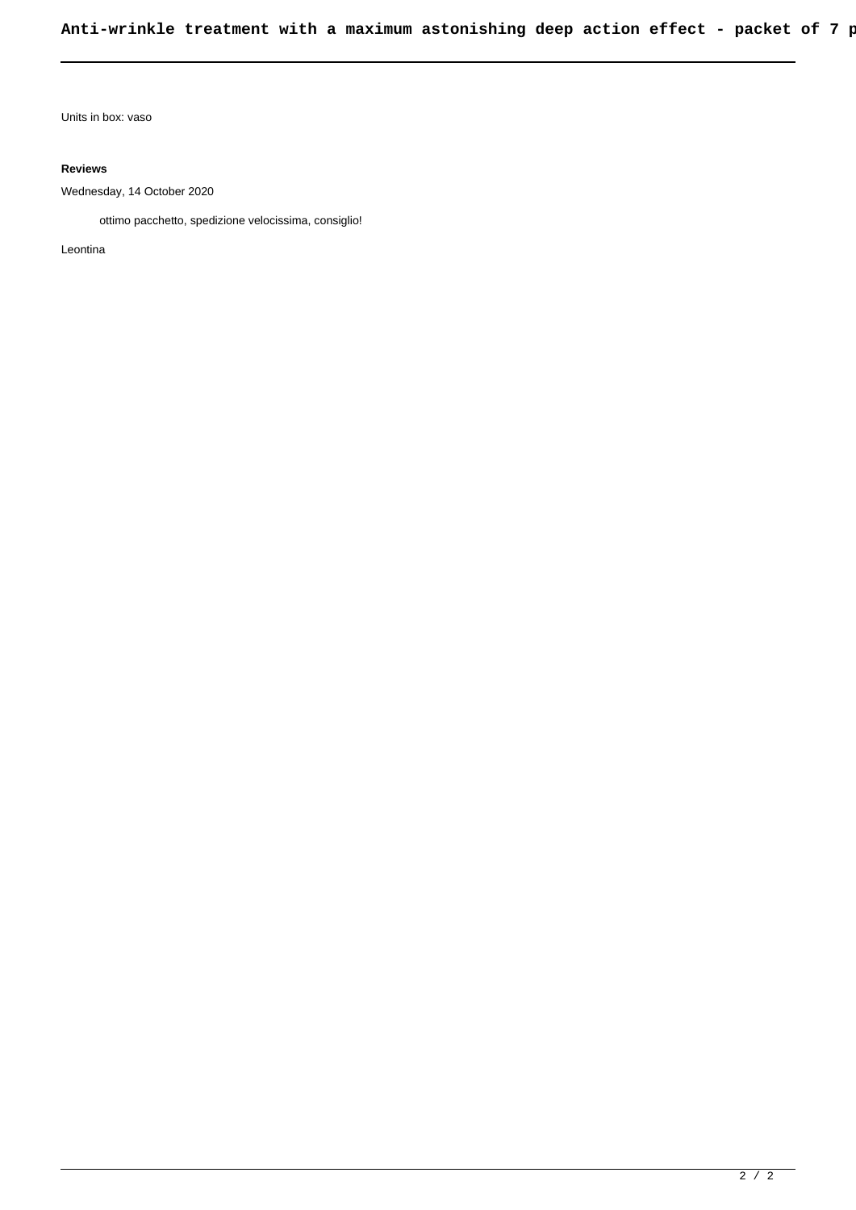Units in box: vaso

**Reviews**

Wednesday, 14 October 2020

ottimo pacchetto, spedizione velocissima, consiglio!

Leontina